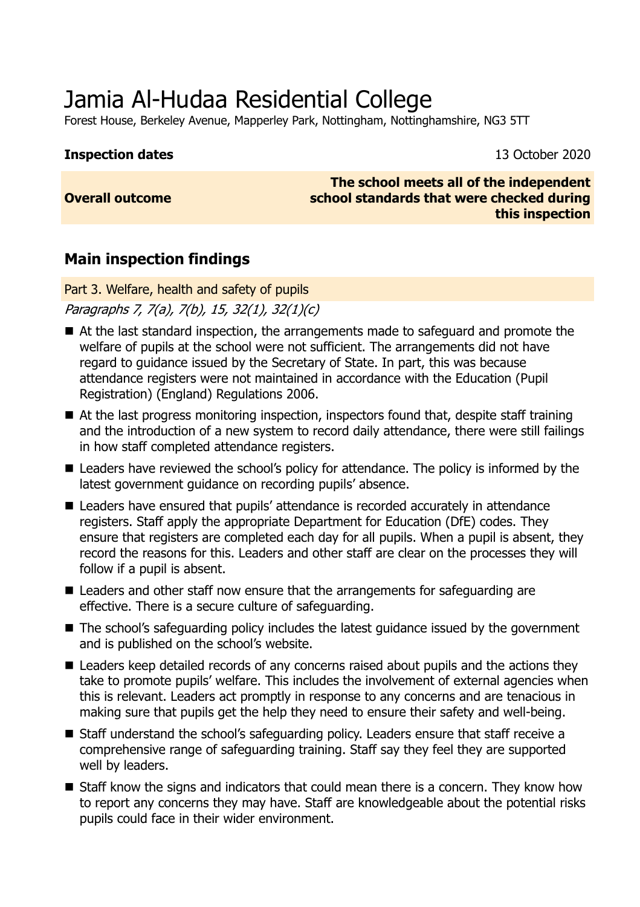# Jamia Al-Hudaa Residential College

Forest House, Berkeley Avenue, Mapperley Park, Nottingham, Nottinghamshire, NG3 5TT

| | |
|---|---|
| **Inspection dates** | 13 October 2020 |
| **Overall outcome** | **The school meets all of the independent school standards that were checked during this inspection** |

## Main inspection findings

### Part 3. Welfare, health and safety of pupils

*Paragraphs 7, 7(a), 7(b), 15, 32(1), 32(1)(c)*

- At the last standard inspection, the arrangements made to safeguard and promote the welfare of pupils at the school were not sufficient. The arrangements did not have regard to guidance issued by the Secretary of State. In part, this was because attendance registers were not maintained in accordance with the Education (Pupil Registration) (England) Regulations 2006.
- At the last progress monitoring inspection, inspectors found that, despite staff training and the introduction of a new system to record daily attendance, there were still failings in how staff completed attendance registers.
- Leaders have reviewed the school's policy for attendance. The policy is informed by the latest government guidance on recording pupils' absence.
- Leaders have ensured that pupils' attendance is recorded accurately in attendance registers. Staff apply the appropriate Department for Education (DfE) codes. They ensure that registers are completed each day for all pupils. When a pupil is absent, they record the reasons for this. Leaders and other staff are clear on the processes they will follow if a pupil is absent.
- Leaders and other staff now ensure that the arrangements for safeguarding are effective. There is a secure culture of safeguarding.
- The school's safeguarding policy includes the latest guidance issued by the government and is published on the school's website.
- Leaders keep detailed records of any concerns raised about pupils and the actions they take to promote pupils' welfare. This includes the involvement of external agencies when this is relevant. Leaders act promptly in response to any concerns and are tenacious in making sure that pupils get the help they need to ensure their safety and well-being.
- Staff understand the school's safeguarding policy. Leaders ensure that staff receive a comprehensive range of safeguarding training. Staff say they feel they are supported well by leaders.
- Staff know the signs and indicators that could mean there is a concern. They know how to report any concerns they may have. Staff are knowledgeable about the potential risks pupils could face in their wider environment.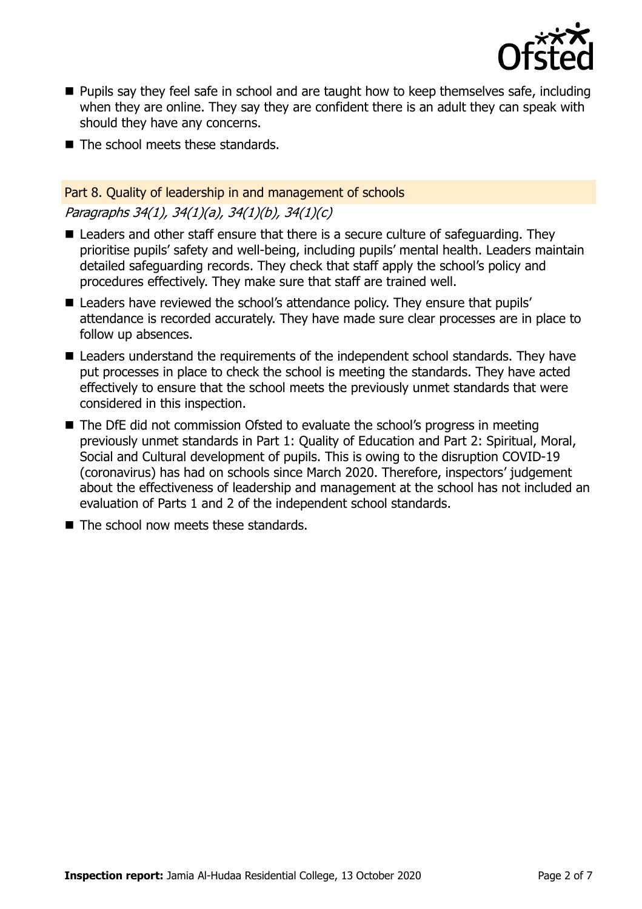- Pupils say they feel safe in school and are taught how to keep themselves safe, including when they are online. They say they are confident there is an adult they can speak with should they have any concerns.
- The school meets these standards.

### Part 8. Quality of leadership in and management of schools

*Paragraphs 34(1), 34(1)(a), 34(1)(b), 34(1)(c)*

- Leaders and other staff ensure that there is a secure culture of safeguarding. They prioritise pupils' safety and well-being, including pupils' mental health. Leaders maintain detailed safeguarding records. They check that staff apply the school's policy and procedures effectively. They make sure that staff are trained well.
- Leaders have reviewed the school's attendance policy. They ensure that pupils' attendance is recorded accurately. They have made sure clear processes are in place to follow up absences.
- Leaders understand the requirements of the independent school standards. They have put processes in place to check the school is meeting the standards. They have acted effectively to ensure that the school meets the previously unmet standards that were considered in this inspection.
- The DfE did not commission Ofsted to evaluate the school's progress in meeting previously unmet standards in Part 1: Quality of Education and Part 2: Spiritual, Moral, Social and Cultural development of pupils. This is owing to the disruption COVID-19 (coronavirus) has had on schools since March 2020. Therefore, inspectors' judgement about the effectiveness of leadership and management at the school has not included an evaluation of Parts 1 and 2 of the independent school standards.
- The school now meets these standards.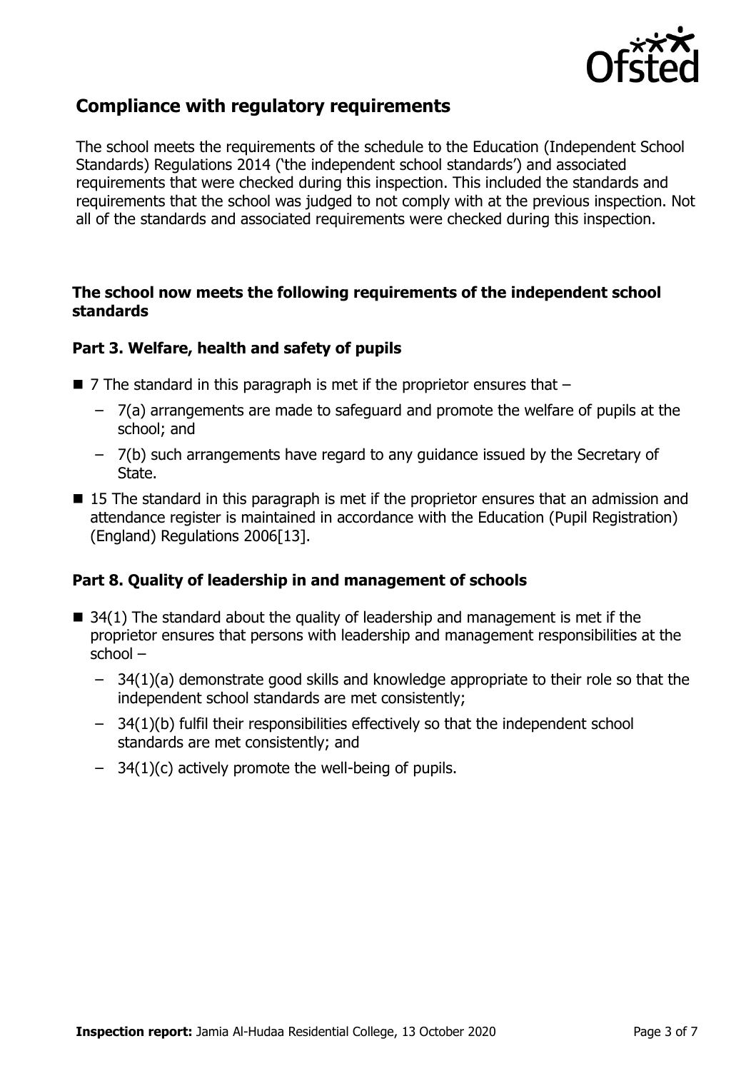## Compliance with regulatory requirements

The school meets the requirements of the schedule to the Education (Independent School Standards) Regulations 2014 ('the independent school standards') and associated requirements that were checked during this inspection. This included the standards and requirements that the school was judged to not comply with at the previous inspection. Not all of the standards and associated requirements were checked during this inspection.

### The school now meets the following requirements of the independent school standards

### Part 3. Welfare, health and safety of pupils

- 7 The standard in this paragraph is met if the proprietor ensures that –
  - 7(a) arrangements are made to safeguard and promote the welfare of pupils at the school; and
  - 7(b) such arrangements have regard to any guidance issued by the Secretary of State.
- 15 The standard in this paragraph is met if the proprietor ensures that an admission and attendance register is maintained in accordance with the Education (Pupil Registration) (England) Regulations 2006[13].

### Part 8. Quality of leadership in and management of schools

- 34(1) The standard about the quality of leadership and management is met if the proprietor ensures that persons with leadership and management responsibilities at the school –
  - 34(1)(a) demonstrate good skills and knowledge appropriate to their role so that the independent school standards are met consistently;
  - 34(1)(b) fulfil their responsibilities effectively so that the independent school standards are met consistently; and
  - 34(1)(c) actively promote the well-being of pupils.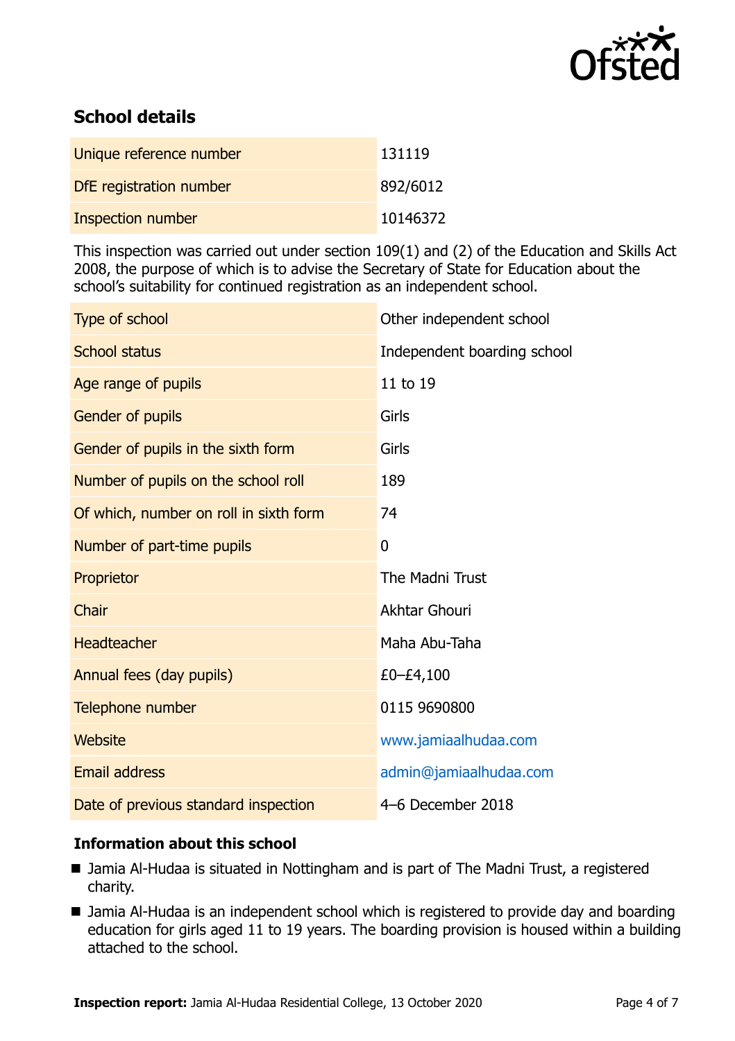## School details

| | |
|---|---|
| Unique reference number | 131119 |
| DfE registration number | 892/6012 |
| Inspection number | 10146372 |

This inspection was carried out under section 109(1) and (2) of the Education and Skills Act 2008, the purpose of which is to advise the Secretary of State for Education about the school's suitability for continued registration as an independent school.

| | |
|---|---|
| Type of school | Other independent school |
| School status | Independent boarding school |
| Age range of pupils | 11 to 19 |
| Gender of pupils | Girls |
| Gender of pupils in the sixth form | Girls |
| Number of pupils on the school roll | 189 |
| Of which, number on roll in sixth form | 74 |
| Number of part-time pupils | 0 |
| Proprietor | The Madni Trust |
| Chair | Akhtar Ghouri |
| Headteacher | Maha Abu-Taha |
| Annual fees (day pupils) | £0–£4,100 |
| Telephone number | 0115 9690800 |
| Website | www.jamiaalhudaa.com |
| Email address | admin@jamiaalhudaa.com |
| Date of previous standard inspection | 4–6 December 2018 |

### Information about this school

- Jamia Al-Hudaa is situated in Nottingham and is part of The Madni Trust, a registered charity.
- Jamia Al-Hudaa is an independent school which is registered to provide day and boarding education for girls aged 11 to 19 years. The boarding provision is housed within a building attached to the school.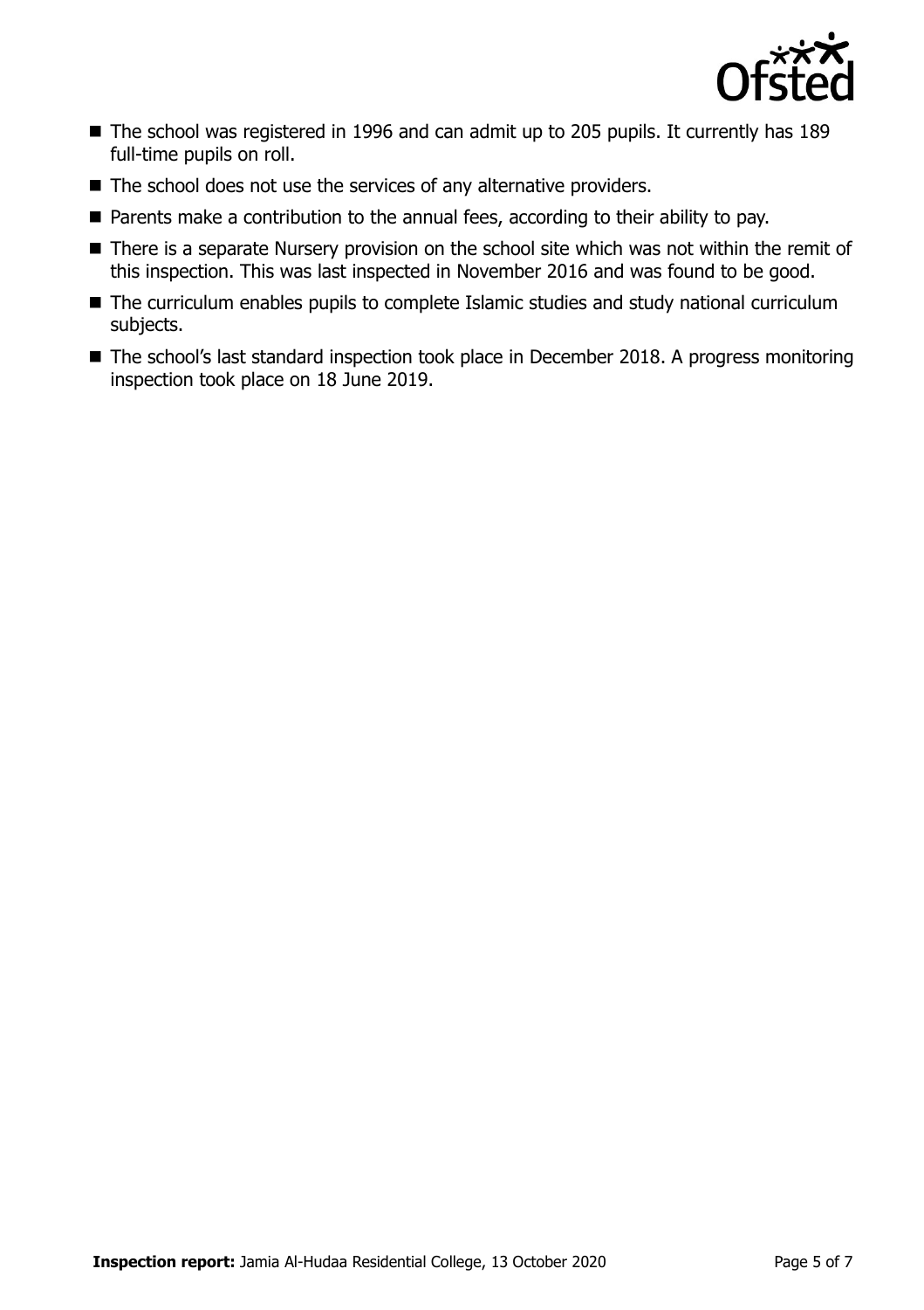- The school was registered in 1996 and can admit up to 205 pupils. It currently has 189 full-time pupils on roll.
- The school does not use the services of any alternative providers.
- Parents make a contribution to the annual fees, according to their ability to pay.
- There is a separate Nursery provision on the school site which was not within the remit of this inspection. This was last inspected in November 2016 and was found to be good.
- The curriculum enables pupils to complete Islamic studies and study national curriculum subjects.
- The school's last standard inspection took place in December 2018. A progress monitoring inspection took place on 18 June 2019.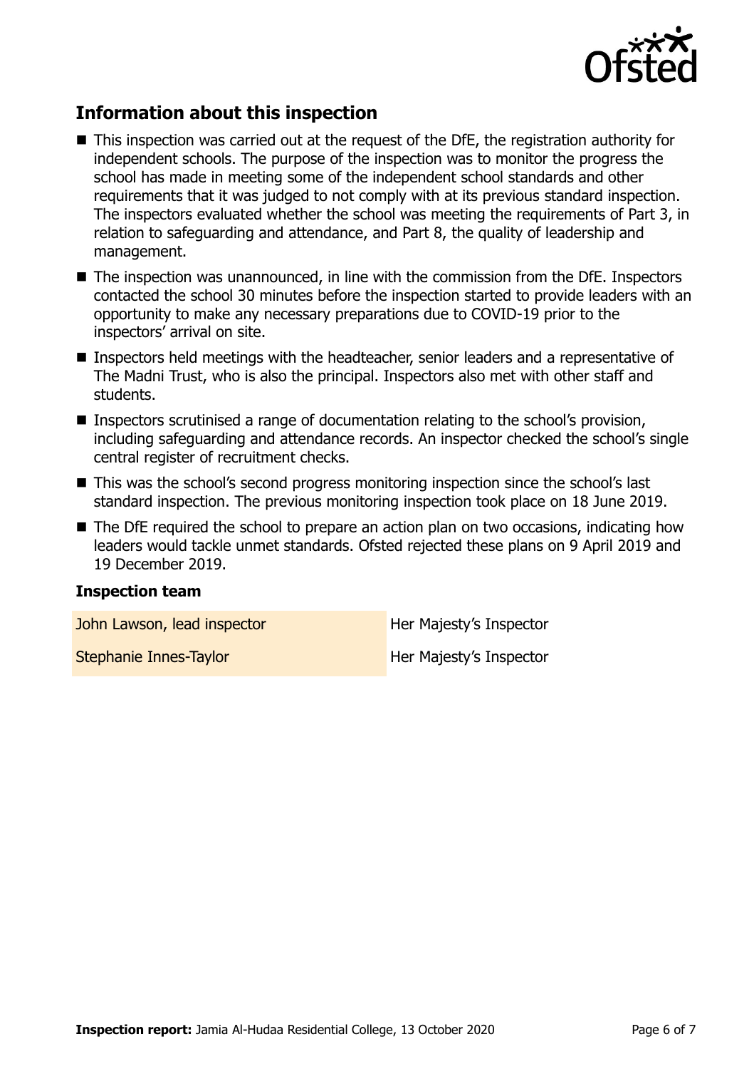## Information about this inspection

- This inspection was carried out at the request of the DfE, the registration authority for independent schools. The purpose of the inspection was to monitor the progress the school has made in meeting some of the independent school standards and other requirements that it was judged to not comply with at its previous standard inspection. The inspectors evaluated whether the school was meeting the requirements of Part 3, in relation to safeguarding and attendance, and Part 8, the quality of leadership and management.
- The inspection was unannounced, in line with the commission from the DfE. Inspectors contacted the school 30 minutes before the inspection started to provide leaders with an opportunity to make any necessary preparations due to COVID-19 prior to the inspectors' arrival on site.
- Inspectors held meetings with the headteacher, senior leaders and a representative of The Madni Trust, who is also the principal. Inspectors also met with other staff and students.
- Inspectors scrutinised a range of documentation relating to the school's provision, including safeguarding and attendance records. An inspector checked the school's single central register of recruitment checks.
- This was the school's second progress monitoring inspection since the school's last standard inspection. The previous monitoring inspection took place on 18 June 2019.
- The DfE required the school to prepare an action plan on two occasions, indicating how leaders would tackle unmet standards. Ofsted rejected these plans on 9 April 2019 and 19 December 2019.

### Inspection team

| | |
|---|---|
| John Lawson, lead inspector | Her Majesty's Inspector |
| Stephanie Innes-Taylor | Her Majesty's Inspector |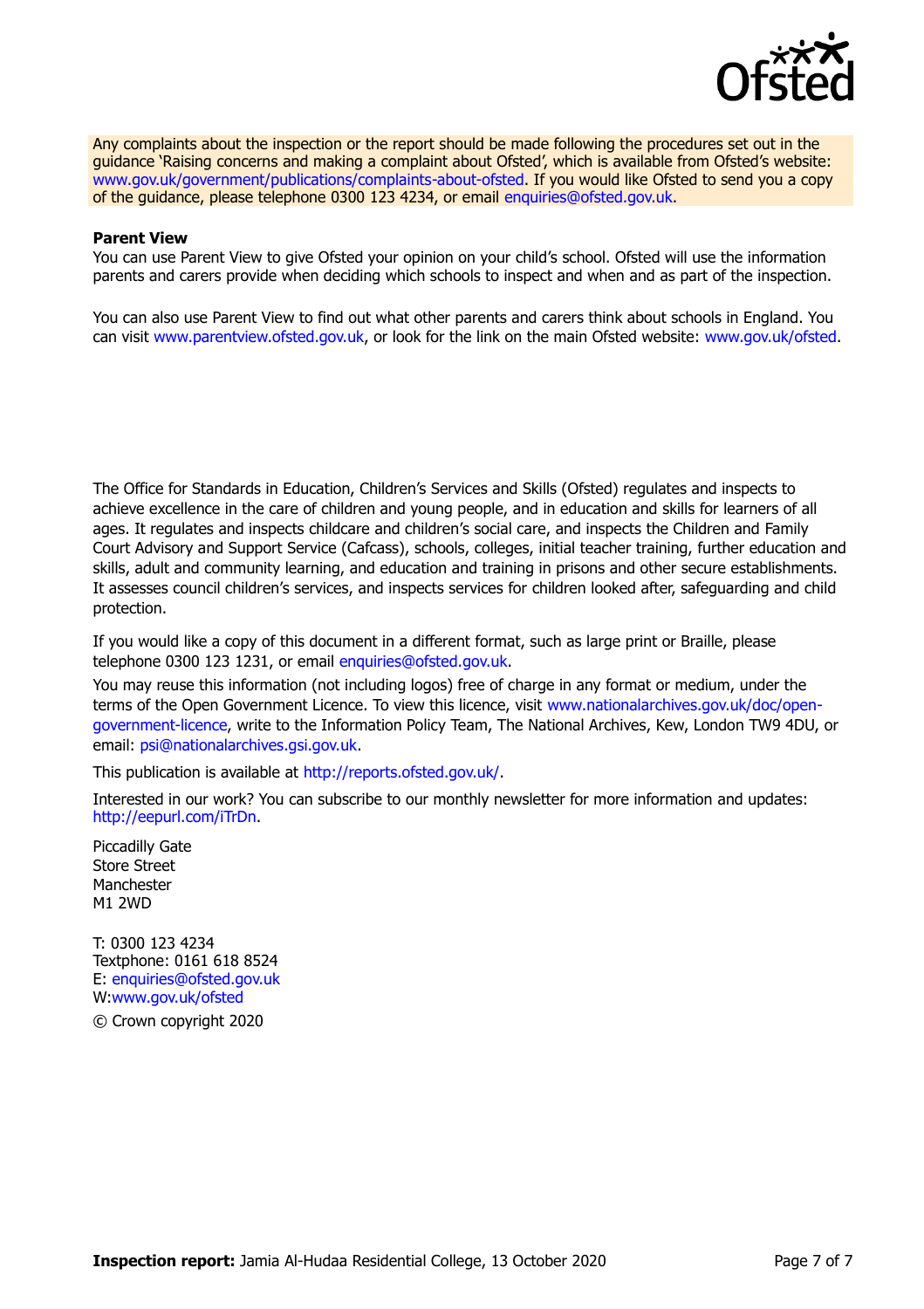Any complaints about the inspection or the report should be made following the procedures set out in the guidance 'Raising concerns and making a complaint about Ofsted', which is available from Ofsted's website: www.gov.uk/government/publications/complaints-about-ofsted. If you would like Ofsted to send you a copy of the guidance, please telephone 0300 123 4234, or email enquiries@ofsted.gov.uk.

**Parent View**

You can use Parent View to give Ofsted your opinion on your child's school. Ofsted will use the information parents and carers provide when deciding which schools to inspect and when and as part of the inspection.

You can also use Parent View to find out what other parents and carers think about schools in England. You can visit www.parentview.ofsted.gov.uk, or look for the link on the main Ofsted website: www.gov.uk/ofsted.

The Office for Standards in Education, Children's Services and Skills (Ofsted) regulates and inspects to achieve excellence in the care of children and young people, and in education and skills for learners of all ages. It regulates and inspects childcare and children's social care, and inspects the Children and Family Court Advisory and Support Service (Cafcass), schools, colleges, initial teacher training, further education and skills, adult and community learning, and education and training in prisons and other secure establishments. It assesses council children's services, and inspects services for children looked after, safeguarding and child protection.

If you would like a copy of this document in a different format, such as large print or Braille, please telephone 0300 123 1231, or email enquiries@ofsted.gov.uk.

You may reuse this information (not including logos) free of charge in any format or medium, under the terms of the Open Government Licence. To view this licence, visit www.nationalarchives.gov.uk/doc/open-government-licence, write to the Information Policy Team, The National Archives, Kew, London TW9 4DU, or email: psi@nationalarchives.gsi.gov.uk.

This publication is available at http://reports.ofsted.gov.uk/.

Interested in our work? You can subscribe to our monthly newsletter for more information and updates: http://eepurl.com/iTrDn.

Piccadilly Gate
Store Street
Manchester
M1 2WD

T: 0300 123 4234
Textphone: 0161 618 8524
E: enquiries@ofsted.gov.uk
W:www.gov.uk/ofsted

© Crown copyright 2020